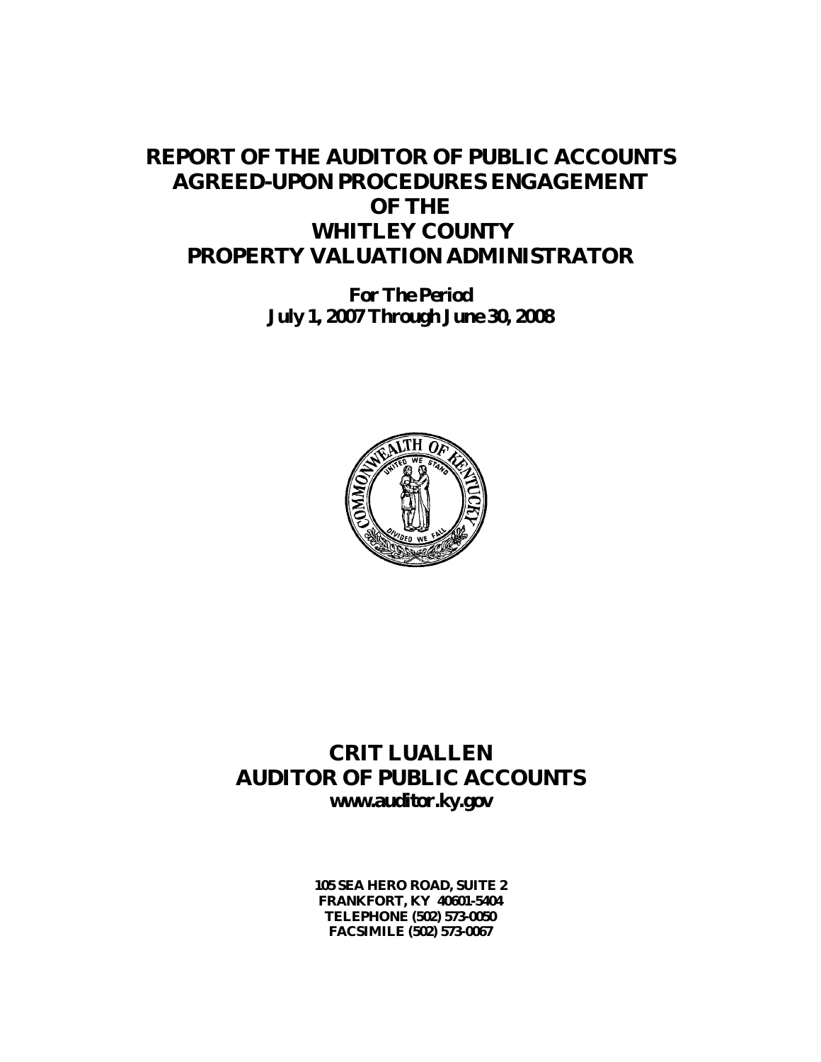# REPORT OF THE AUDITOR OF PUBLIC ACCOUNTS AGREED-UPON PROCEDURES ENGAGEMENT OF THE WHITLEY COUNTY PROPERTY VALUATION ADMINISTRATOR

***For The Period July 1, 2007 Through June 30, 2008***

## CRIT LUALLEN
## AUDITOR OF PUBLIC ACCOUNTS

**www.auditor.ky.gov**

**105 SEA HERO ROAD, SUITE 2**
**FRANKFORT, KY 40601-5404**
**TELEPHONE (502) 573-0050**
**FACSIMILE (502) 573-0067**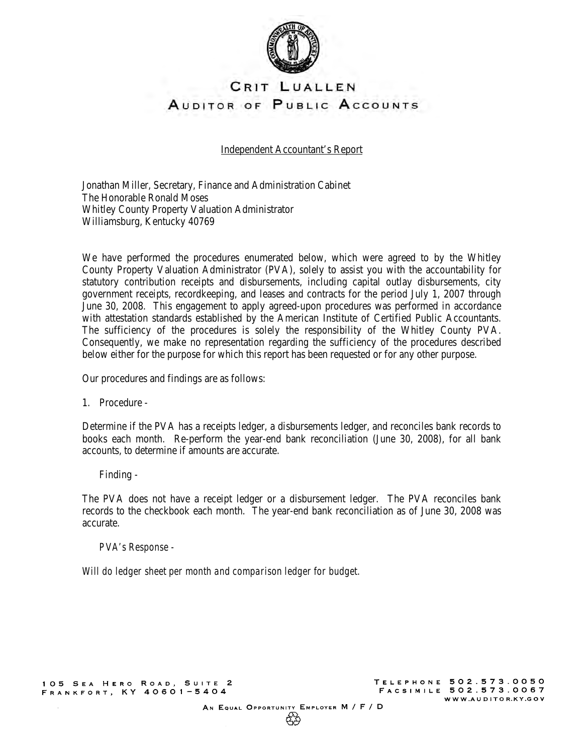# CRIT LUALLEN
## AUDITOR OF PUBLIC ACCOUNTS

Independent Accountant's Report

Jonathan Miller, Secretary, Finance and Administration Cabinet
The Honorable Ronald Moses
Whitley County Property Valuation Administrator
Williamsburg, Kentucky 40769

We have performed the procedures enumerated below, which were agreed to by the Whitley County Property Valuation Administrator (PVA), solely to assist you with the accountability for statutory contribution receipts and disbursements, including capital outlay disbursements, city government receipts, recordkeeping, and leases and contracts for the period July 1, 2007 through June 30, 2008. This engagement to apply agreed-upon procedures was performed in accordance with attestation standards established by the American Institute of Certified Public Accountants. The sufficiency of the procedures is solely the responsibility of the Whitley County PVA. Consequently, we make no representation regarding the sufficiency of the procedures described below either for the purpose for which this report has been requested or for any other purpose.

Our procedures and findings are as follows:

1. Procedure -

Determine if the PVA has a receipts ledger, a disbursements ledger, and reconciles bank records to books each month. Re-perform the year-end bank reconciliation (June 30, 2008), for all bank accounts, to determine if amounts are accurate.

Finding -

The PVA does not have a receipt ledger or a disbursement ledger. The PVA reconciles bank records to the checkbook each month. The year-end bank reconciliation as of June 30, 2008 was accurate.

PVA's Response -

*Will do ledger sheet per month and comparison ledger for budget.*

105 Sea Hero Road, Suite 2
Frankfort, KY 40601-5404

Telephone 502.573.0050
Facsimile 502.573.0067
www.auditor.ky.gov

An Equal Opportunity Employer M / F / D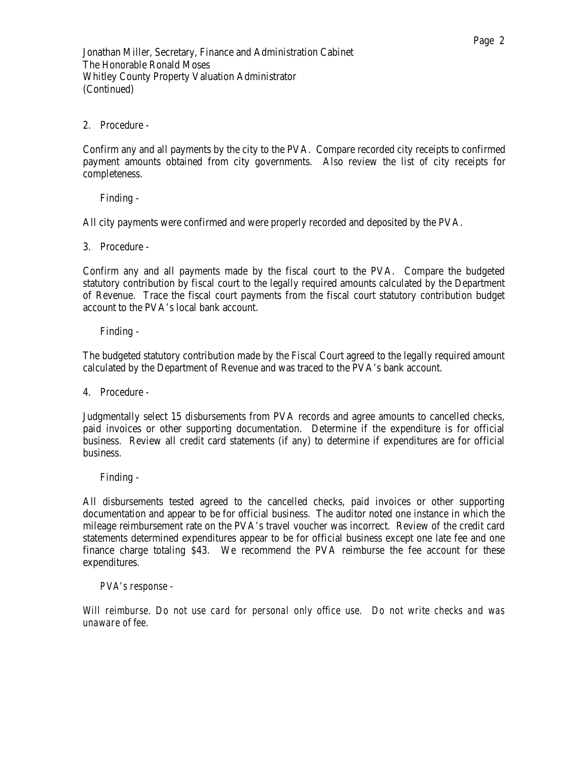Jonathan Miller, Secretary, Finance and Administration Cabinet
The Honorable Ronald Moses
Whitley County Property Valuation Administrator
(Continued)

2. Procedure -

Confirm any and all payments by the city to the PVA. Compare recorded city receipts to confirmed payment amounts obtained from city governments. Also review the list of city receipts for completeness.

Finding -

All city payments were confirmed and were properly recorded and deposited by the PVA.

3. Procedure -

Confirm any and all payments made by the fiscal court to the PVA. Compare the budgeted statutory contribution by fiscal court to the legally required amounts calculated by the Department of Revenue. Trace the fiscal court payments from the fiscal court statutory contribution budget account to the PVA's local bank account.

Finding -

The budgeted statutory contribution made by the Fiscal Court agreed to the legally required amount calculated by the Department of Revenue and was traced to the PVA's bank account.

4. Procedure -

Judgmentally select 15 disbursements from PVA records and agree amounts to cancelled checks, paid invoices or other supporting documentation. Determine if the expenditure is for official business. Review all credit card statements (if any) to determine if expenditures are for official business.

Finding -

All disbursements tested agreed to the cancelled checks, paid invoices or other supporting documentation and appear to be for official business. The auditor noted one instance in which the mileage reimbursement rate on the PVA's travel voucher was incorrect. Review of the credit card statements determined expenditures appear to be for official business except one late fee and one finance charge totaling $43. We recommend the PVA reimburse the fee account for these expenditures.

*PVA's response -*

*Will reimburse. Do not use card for personal only office use. Do not write checks and was unaware of fee.*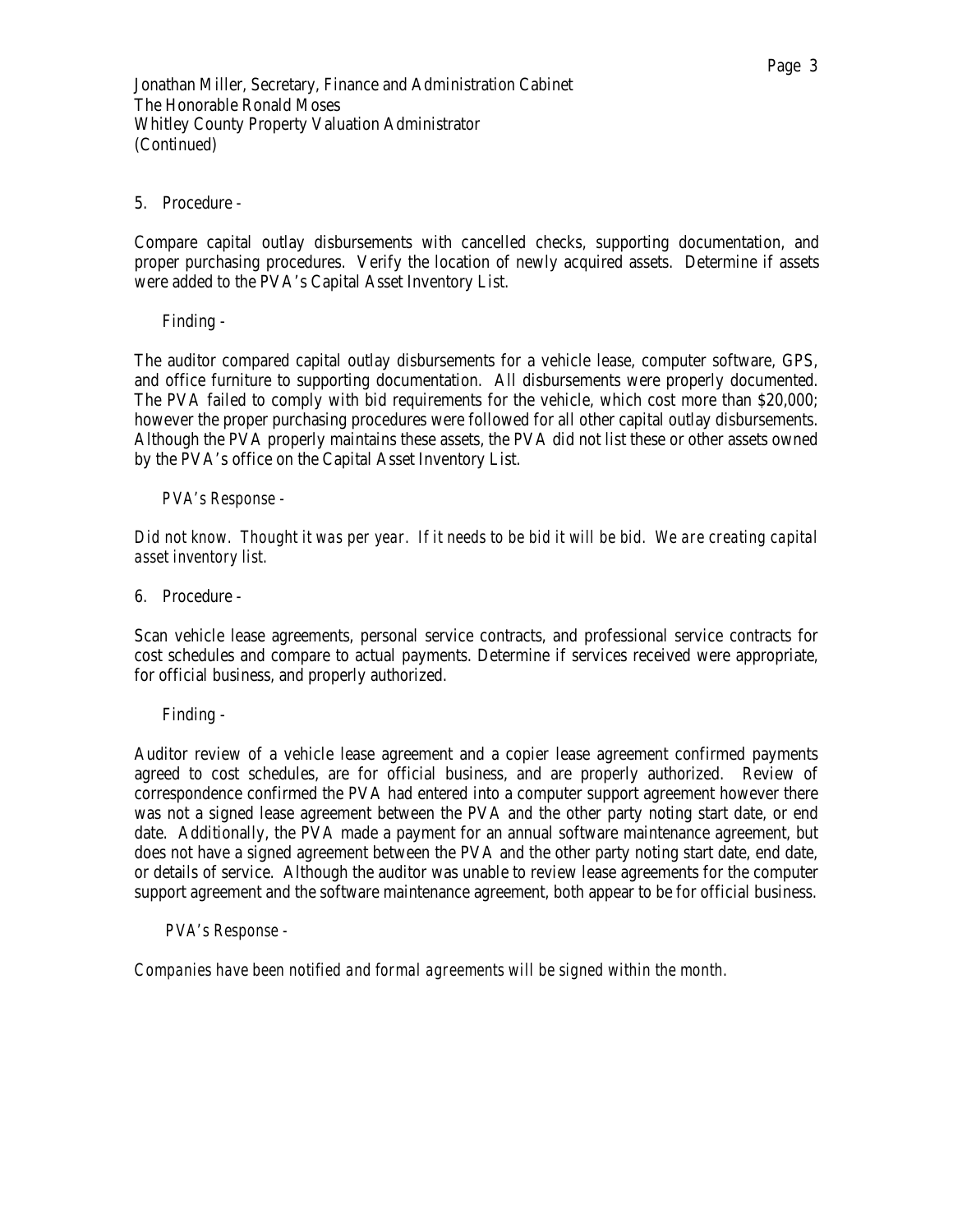Jonathan Miller, Secretary, Finance and Administration Cabinet
The Honorable Ronald Moses
Whitley County Property Valuation Administrator
(Continued)

5. Procedure -

Compare capital outlay disbursements with cancelled checks, supporting documentation, and proper purchasing procedures. Verify the location of newly acquired assets. Determine if assets were added to the PVA's Capital Asset Inventory List.

Finding -

The auditor compared capital outlay disbursements for a vehicle lease, computer software, GPS, and office furniture to supporting documentation. All disbursements were properly documented. The PVA failed to comply with bid requirements for the vehicle, which cost more than $20,000; however the proper purchasing procedures were followed for all other capital outlay disbursements. Although the PVA properly maintains these assets, the PVA did not list these or other assets owned by the PVA's office on the Capital Asset Inventory List.

*PVA's Response -*

*Did not know. Thought it was per year. If it needs to be bid it will be bid. We are creating capital asset inventory list.*

6. Procedure -

Scan vehicle lease agreements, personal service contracts, and professional service contracts for cost schedules and compare to actual payments. Determine if services received were appropriate, for official business, and properly authorized.

Finding -

Auditor review of a vehicle lease agreement and a copier lease agreement confirmed payments agreed to cost schedules, are for official business, and are properly authorized. Review of correspondence confirmed the PVA had entered into a computer support agreement however there was not a signed lease agreement between the PVA and the other party noting start date, or end date. Additionally, the PVA made a payment for an annual software maintenance agreement, but does not have a signed agreement between the PVA and the other party noting start date, end date, or details of service. Although the auditor was unable to review lease agreements for the computer support agreement and the software maintenance agreement, both appear to be for official business.

*PVA's Response -*

*Companies have been notified and formal agreements will be signed within the month.*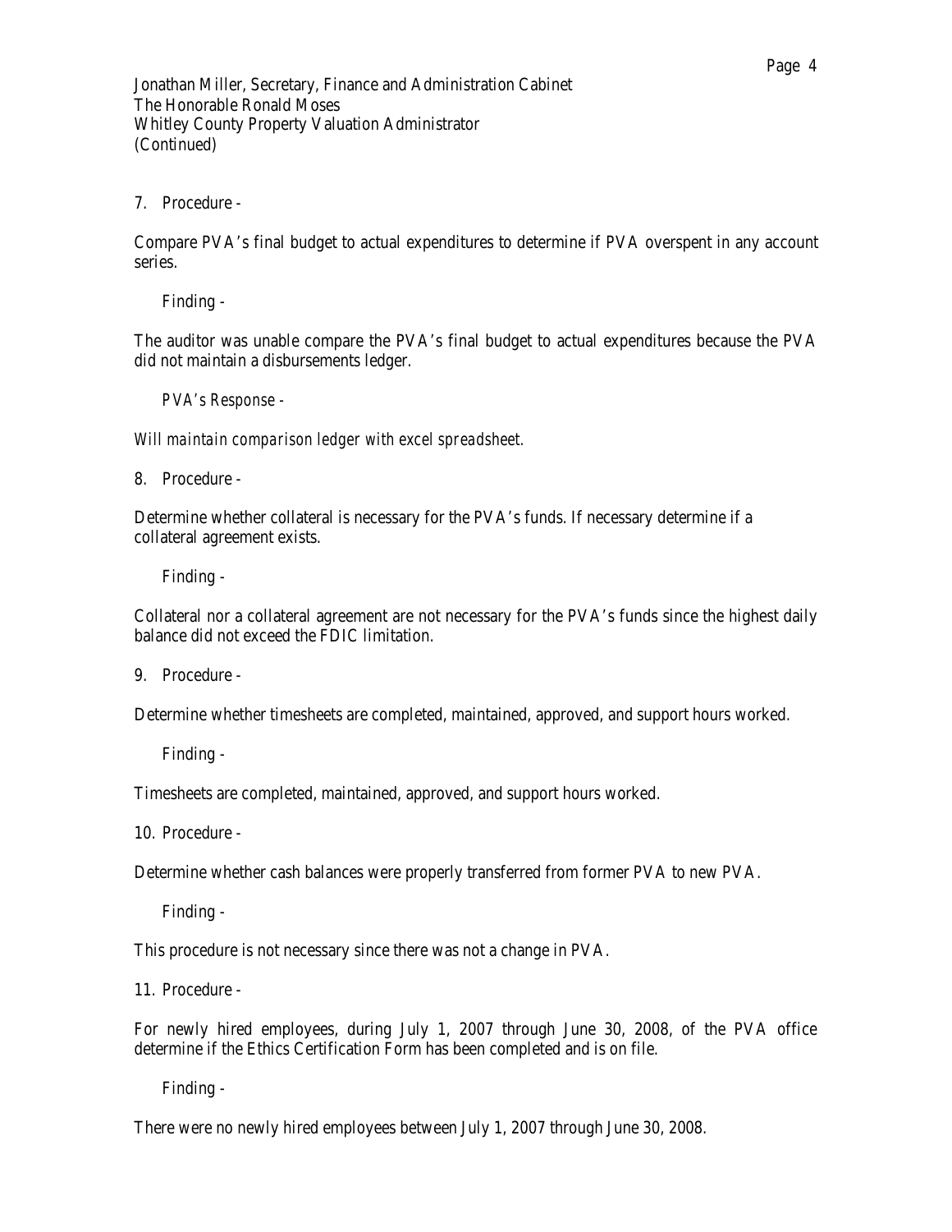Jonathan Miller, Secretary, Finance and Administration Cabinet
The Honorable Ronald Moses
Whitley County Property Valuation Administrator
(Continued)

7. Procedure -

Compare PVA's final budget to actual expenditures to determine if PVA overspent in any account series.

Finding -

The auditor was unable compare the PVA's final budget to actual expenditures because the PVA did not maintain a disbursements ledger.

*PVA's Response -*

*Will maintain comparison ledger with excel spreadsheet.*

8. Procedure -

Determine whether collateral is necessary for the PVA's funds. If necessary determine if a collateral agreement exists.

Finding -

Collateral nor a collateral agreement are not necessary for the PVA's funds since the highest daily balance did not exceed the FDIC limitation.

9. Procedure -

Determine whether timesheets are completed, maintained, approved, and support hours worked.

Finding -

Timesheets are completed, maintained, approved, and support hours worked.

10. Procedure -

Determine whether cash balances were properly transferred from former PVA to new PVA.

Finding -

This procedure is not necessary since there was not a change in PVA.

11. Procedure -

For newly hired employees, during July 1, 2007 through June 30, 2008, of the PVA office determine if the Ethics Certification Form has been completed and is on file.

Finding -

There were no newly hired employees between July 1, 2007 through June 30, 2008.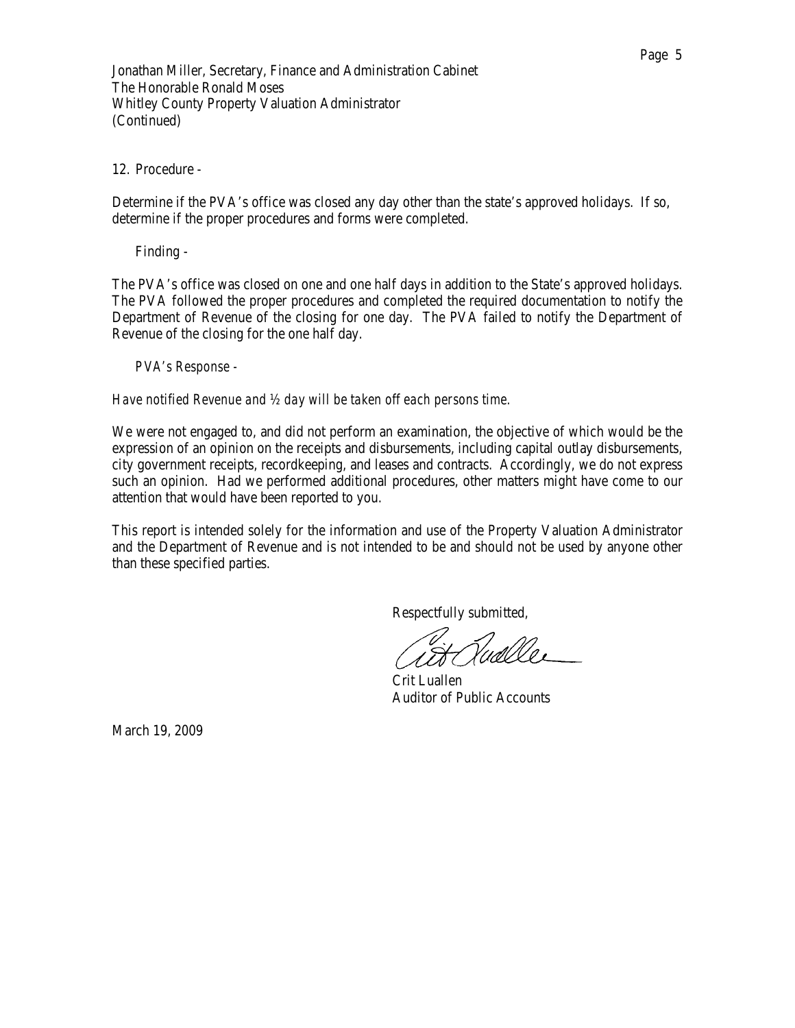Jonathan Miller, Secretary, Finance and Administration Cabinet
The Honorable Ronald Moses
Whitley County Property Valuation Administrator
(Continued)

12. Procedure -

Determine if the PVA's office was closed any day other than the state's approved holidays. If so, determine if the proper procedures and forms were completed.

Finding -

The PVA's office was closed on one and one half days in addition to the State's approved holidays. The PVA followed the proper procedures and completed the required documentation to notify the Department of Revenue of the closing for one day. The PVA failed to notify the Department of Revenue of the closing for the one half day.

*PVA's Response -*

*Have notified Revenue and ½ day will be taken off each persons time.*

We were not engaged to, and did not perform an examination, the objective of which would be the expression of an opinion on the receipts and disbursements, including capital outlay disbursements, city government receipts, recordkeeping, and leases and contracts. Accordingly, we do not express such an opinion. Had we performed additional procedures, other matters might have come to our attention that would have been reported to you.

This report is intended solely for the information and use of the Property Valuation Administrator and the Department of Revenue and is not intended to be and should not be used by anyone other than these specified parties.

Respectfully submitted,

Crit Luallen
Auditor of Public Accounts

March 19, 2009